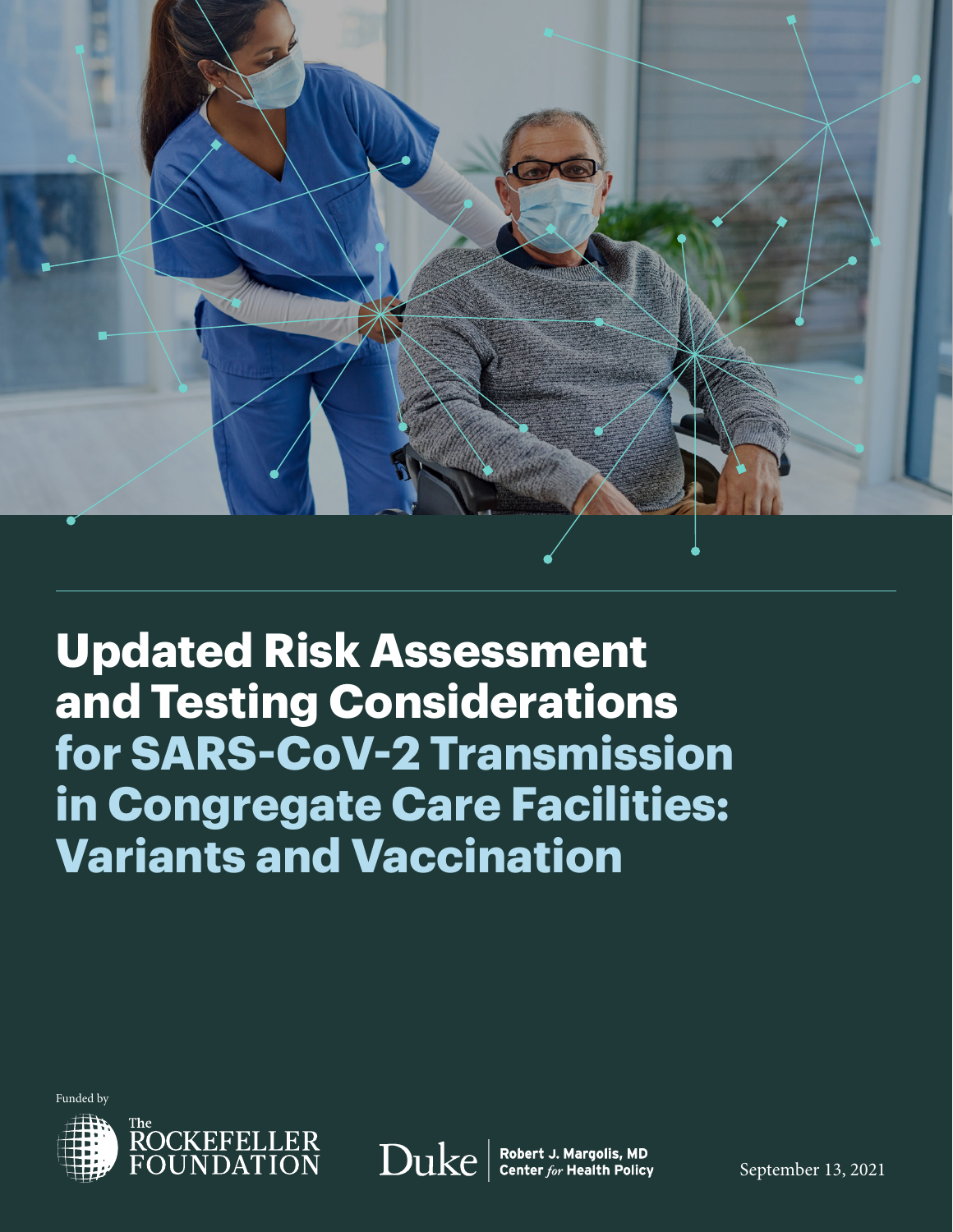# Updated Risk Assessment and Testing Considerations for SARS-CoV-2 Transmission in Congregate Care Facilities: Variants and Vaccination

Funded by

The Rockefeller Foundation

Duke | Robert J. Margolis, MD Center for Health Policy

September 13, 2021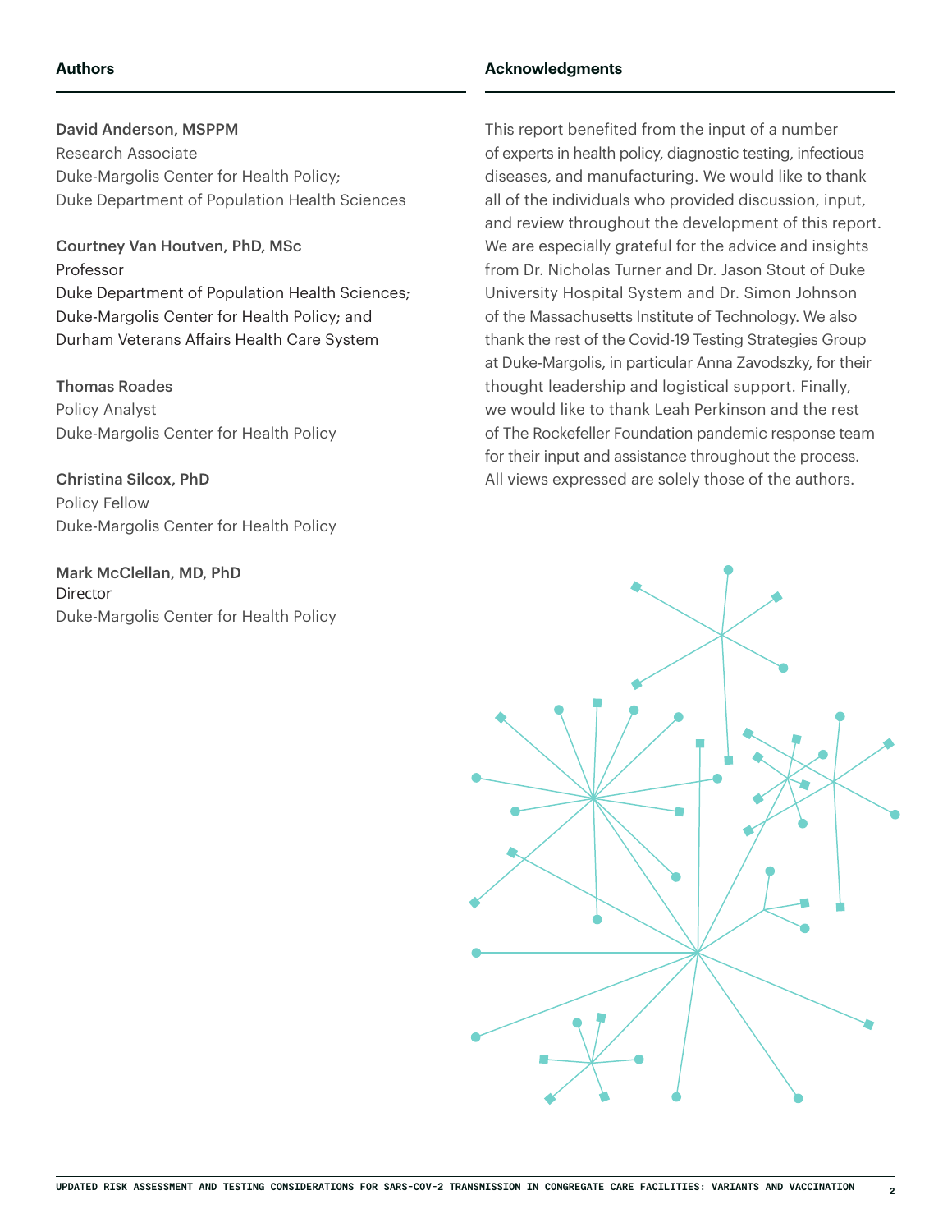## Authors

**David Anderson, MSPPM**
Research Associate
Duke-Margolis Center for Health Policy;
Duke Department of Population Health Sciences

**Courtney Van Houtven, PhD, MSc**
Professor
Duke Department of Population Health Sciences;
Duke-Margolis Center for Health Policy; and
Durham Veterans Affairs Health Care System

**Thomas Roades**
Policy Analyst
Duke-Margolis Center for Health Policy

**Christina Silcox, PhD**
Policy Fellow
Duke-Margolis Center for Health Policy

**Mark McClellan, MD, PhD**
Director
Duke-Margolis Center for Health Policy

## Acknowledgments

This report benefited from the input of a number of experts in health policy, diagnostic testing, infectious diseases, and manufacturing. We would like to thank all of the individuals who provided discussion, input, and review throughout the development of this report. We are especially grateful for the advice and insights from Dr. Nicholas Turner and Dr. Jason Stout of Duke University Hospital System and Dr. Simon Johnson of the Massachusetts Institute of Technology. We also thank the rest of the Covid-19 Testing Strategies Group at Duke-Margolis, in particular Anna Zavodszky, for their thought leadership and logistical support. Finally, we would like to thank Leah Perkinson and the rest of The Rockefeller Foundation pandemic response team for their input and assistance throughout the process. All views expressed are solely those of the authors.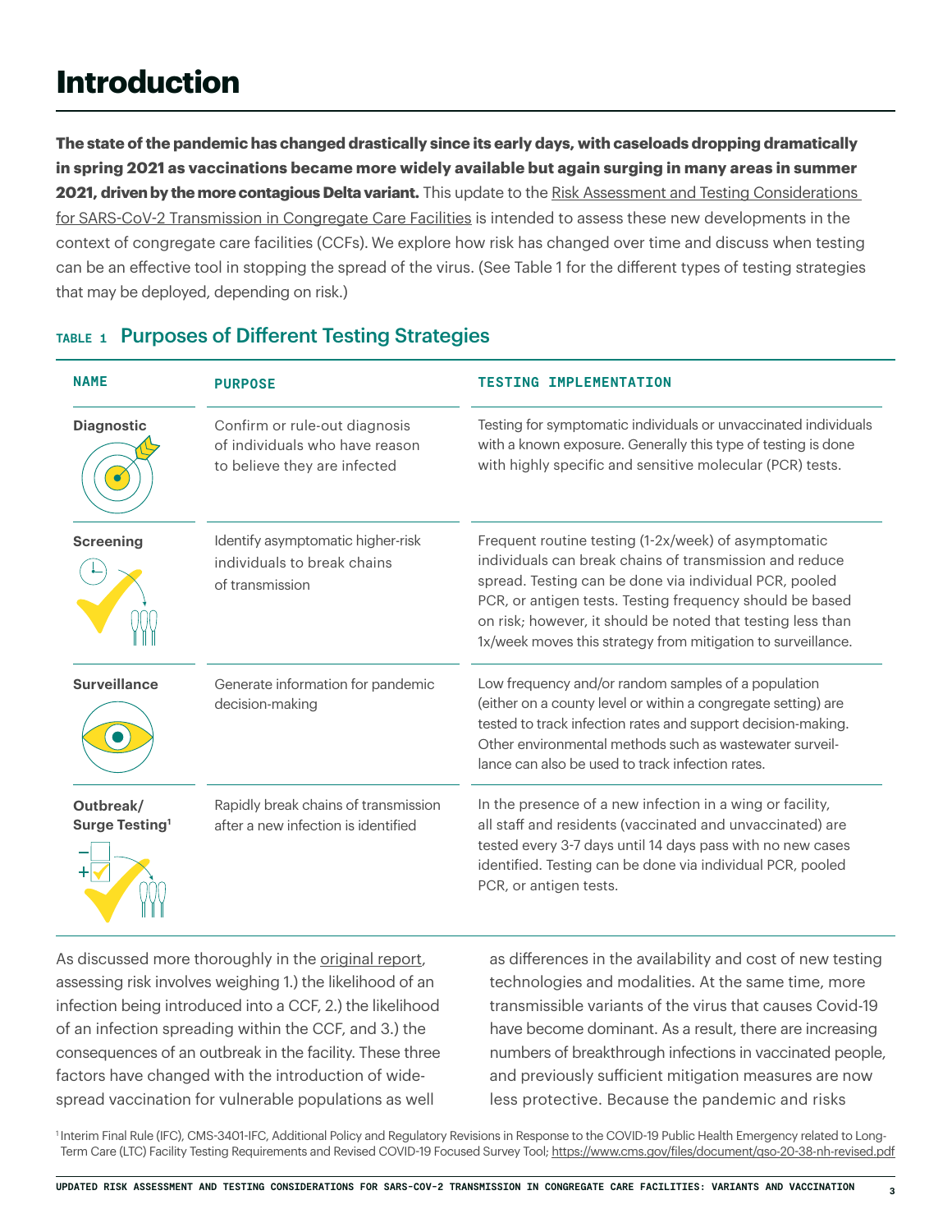# Introduction

**The state of the pandemic has changed drastically since its early days, with caseloads dropping dramatically in spring 2021 as vaccinations became more widely available but again surging in many areas in summer 2021, driven by the more contagious Delta variant.** This update to the Risk Assessment and Testing Considerations for SARS-CoV-2 Transmission in Congregate Care Facilities is intended to assess these new developments in the context of congregate care facilities (CCFs). We explore how risk has changed over time and discuss when testing can be an effective tool in stopping the spread of the virus. (See Table 1 for the different types of testing strategies that may be deployed, depending on risk.)

TABLE 1 **Purposes of Different Testing Strategies**

| NAME | PURPOSE | TESTING IMPLEMENTATION |
|---|---|---|
| **Diagnostic** | Confirm or rule-out diagnosis of individuals who have reason to believe they are infected | Testing for symptomatic individuals or unvaccinated individuals with a known exposure. Generally this type of testing is done with highly specific and sensitive molecular (PCR) tests. |
| **Screening** | Identify asymptomatic higher-risk individuals to break chains of transmission | Frequent routine testing (1-2x/week) of asymptomatic individuals can break chains of transmission and reduce spread. Testing can be done via individual PCR, pooled PCR, or antigen tests. Testing frequency should be based on risk; however, it should be noted that testing less than 1x/week moves this strategy from mitigation to surveillance. |
| **Surveillance** | Generate information for pandemic decision-making | Low frequency and/or random samples of a population (either on a county level or within a congregate setting) are tested to track infection rates and support decision-making. Other environmental methods such as wastewater surveillance can also be used to track infection rates. |
| **Outbreak/ Surge Testing**[1] | Rapidly break chains of transmission after a new infection is identified | In the presence of a new infection in a wing or facility, all staff and residents (vaccinated and unvaccinated) are tested every 3-7 days until 14 days pass with no new cases identified. Testing can be done via individual PCR, pooled PCR, or antigen tests. |

As discussed more thoroughly in the original report, assessing risk involves weighing 1.) the likelihood of an infection being introduced into a CCF, 2.) the likelihood of an infection spreading within the CCF, and 3.) the consequences of an outbreak in the facility. These three factors have changed with the introduction of widespread vaccination for vulnerable populations as well as differences in the availability and cost of new testing technologies and modalities. At the same time, more transmissible variants of the virus that causes Covid-19 have become dominant. As a result, there are increasing numbers of breakthrough infections in vaccinated people, and previously sufficient mitigation measures are now less protective. Because the pandemic and risks

[1] Interim Final Rule (IFC), CMS-3401-IFC, Additional Policy and Regulatory Revisions in Response to the COVID-19 Public Health Emergency related to Long-Term Care (LTC) Facility Testing Requirements and Revised COVID-19 Focused Survey Tool; https://www.cms.gov/files/document/qso-20-38-nh-revised.pdf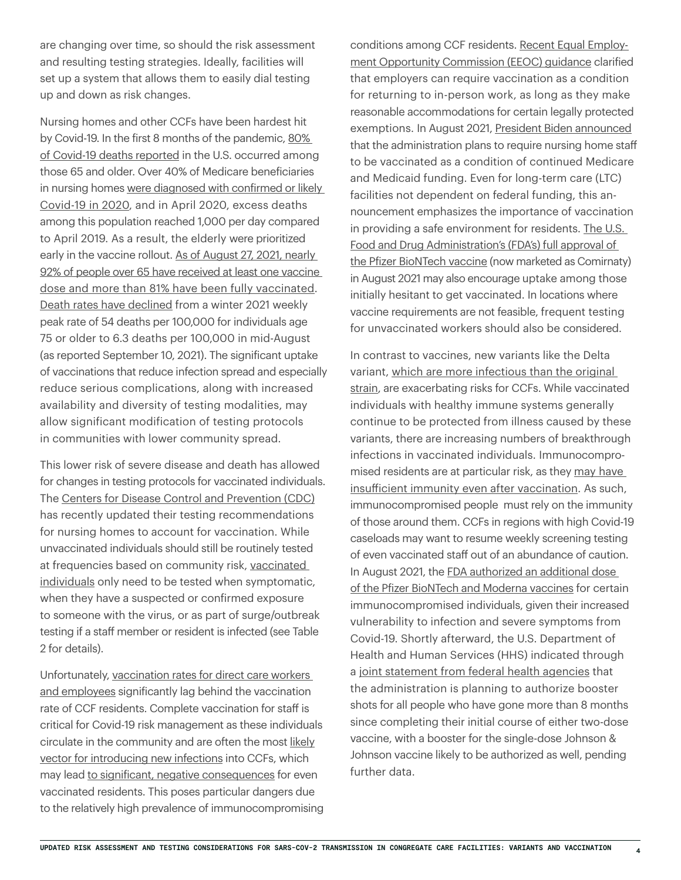are changing over time, so should the risk assessment and resulting testing strategies. Ideally, facilities will set up a system that allows them to easily dial testing up and down as risk changes.

Nursing homes and other CCFs have been hardest hit by Covid-19. In the first 8 months of the pandemic, 80% of Covid-19 deaths reported in the U.S. occurred among those 65 and older. Over 40% of Medicare beneficiaries in nursing homes were diagnosed with confirmed or likely Covid-19 in 2020, and in April 2020, excess deaths among this population reached 1,000 per day compared to April 2019. As a result, the elderly were prioritized early in the vaccine rollout. As of August 27, 2021, nearly 92% of people over 65 have received at least one vaccine dose and more than 81% have been fully vaccinated. Death rates have declined from a winter 2021 weekly peak rate of 54 deaths per 100,000 for individuals age 75 or older to 6.3 deaths per 100,000 in mid-August (as reported September 10, 2021). The significant uptake of vaccinations that reduce infection spread and especially reduce serious complications, along with increased availability and diversity of testing modalities, may allow significant modification of testing protocols in communities with lower community spread.

This lower risk of severe disease and death has allowed for changes in testing protocols for vaccinated individuals. The Centers for Disease Control and Prevention (CDC) has recently updated their testing recommendations for nursing homes to account for vaccination. While unvaccinated individuals should still be routinely tested at frequencies based on community risk, vaccinated individuals only need to be tested when symptomatic, when they have a suspected or confirmed exposure to someone with the virus, or as part of surge/outbreak testing if a staff member or resident is infected (see Table 2 for details).

Unfortunately, vaccination rates for direct care workers and employees significantly lag behind the vaccination rate of CCF residents. Complete vaccination for staff is critical for Covid-19 risk management as these individuals circulate in the community and are often the most likely vector for introducing new infections into CCFs, which may lead to significant, negative consequences for even vaccinated residents. This poses particular dangers due to the relatively high prevalence of immunocompromising conditions among CCF residents. Recent Equal Employment Opportunity Commission (EEOC) guidance clarified that employers can require vaccination as a condition for returning to in-person work, as long as they make reasonable accommodations for certain legally protected exemptions. In August 2021, President Biden announced that the administration plans to require nursing home staff to be vaccinated as a condition of continued Medicare and Medicaid funding. Even for long-term care (LTC) facilities not dependent on federal funding, this announcement emphasizes the importance of vaccination in providing a safe environment for residents. The U.S. Food and Drug Administration's (FDA's) full approval of the Pfizer BioNTech vaccine (now marketed as Comirnaty) in August 2021 may also encourage uptake among those initially hesitant to get vaccinated. In locations where vaccine requirements are not feasible, frequent testing for unvaccinated workers should also be considered.

In contrast to vaccines, new variants like the Delta variant, which are more infectious than the original strain, are exacerbating risks for CCFs. While vaccinated individuals with healthy immune systems generally continue to be protected from illness caused by these variants, there are increasing numbers of breakthrough infections in vaccinated individuals. Immunocompromised residents are at particular risk, as they may have insufficient immunity even after vaccination. As such, immunocompromised people must rely on the immunity of those around them. CCFs in regions with high Covid-19 caseloads may want to resume weekly screening testing of even vaccinated staff out of an abundance of caution. In August 2021, the FDA authorized an additional dose of the Pfizer BioNTech and Moderna vaccines for certain immunocompromised individuals, given their increased vulnerability to infection and severe symptoms from Covid-19. Shortly afterward, the U.S. Department of Health and Human Services (HHS) indicated through a joint statement from federal health agencies that the administration is planning to authorize booster shots for all people who have gone more than 8 months since completing their initial course of either two-dose vaccine, with a booster for the single-dose Johnson & Johnson vaccine likely to be authorized as well, pending further data.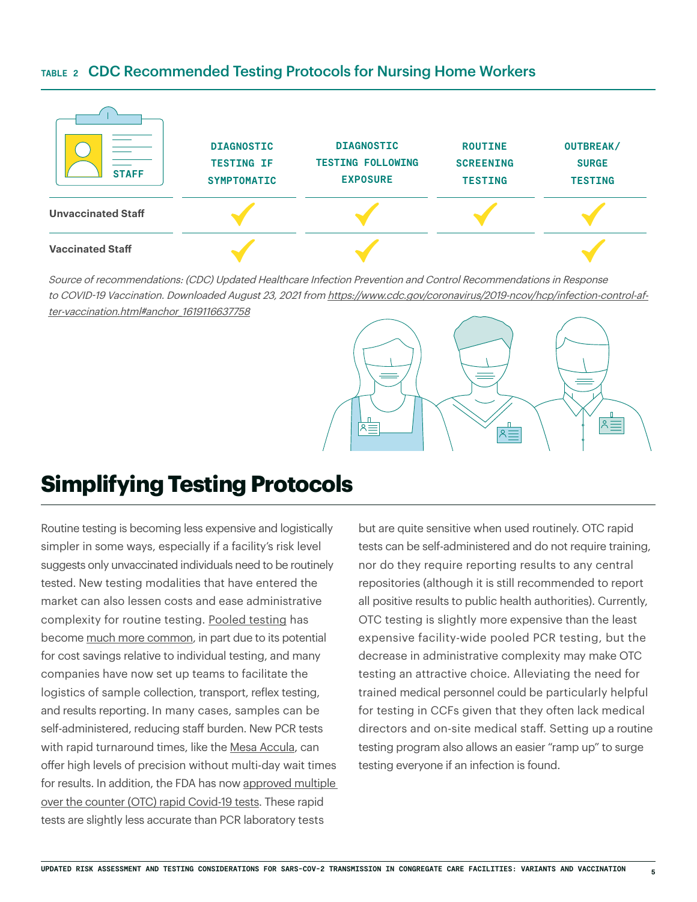**TABLE 2** CDC Recommended Testing Protocols for Nursing Home Workers

| STAFF | DIAGNOSTIC TESTING IF SYMPTOMATIC | DIAGNOSTIC TESTING FOLLOWING EXPOSURE | ROUTINE SCREENING TESTING | OUTBREAK/ SURGE TESTING |
|---|---|---|---|---|
| Unvaccinated Staff | ✓ | ✓ | ✓ | ✓ |
| Vaccinated Staff | ✓ | ✓ | | ✓ |

*Source of recommendations: (CDC) Updated Healthcare Infection Prevention and Control Recommendations in Response to COVID-19 Vaccination. Downloaded August 23, 2021 from https://www.cdc.gov/coronavirus/2019-ncov/hcp/infection-control-after-vaccination.html#anchor_1619116637758*

# Simplifying Testing Protocols

Routine testing is becoming less expensive and logistically simpler in some ways, especially if a facility's risk level suggests only unvaccinated individuals need to be routinely tested. New testing modalities that have entered the market can also lessen costs and ease administrative complexity for routine testing. Pooled testing has become much more common, in part due to its potential for cost savings relative to individual testing, and many companies have now set up teams to facilitate the logistics of sample collection, transport, reflex testing, and results reporting. In many cases, samples can be self-administered, reducing staff burden. New PCR tests with rapid turnaround times, like the Mesa Accula, can offer high levels of precision without multi-day wait times for results. In addition, the FDA has now approved multiple over the counter (OTC) rapid Covid-19 tests. These rapid tests are slightly less accurate than PCR laboratory tests but are quite sensitive when used routinely. OTC rapid tests can be self-administered and do not require training, nor do they require reporting results to any central repositories (although it is still recommended to report all positive results to public health authorities). Currently, OTC testing is slightly more expensive than the least expensive facility-wide pooled PCR testing, but the decrease in administrative complexity may make OTC testing an attractive choice. Alleviating the need for trained medical personnel could be particularly helpful for testing in CCFs given that they often lack medical directors and on-site medical staff. Setting up a routine testing program also allows an easier "ramp up" to surge testing everyone if an infection is found.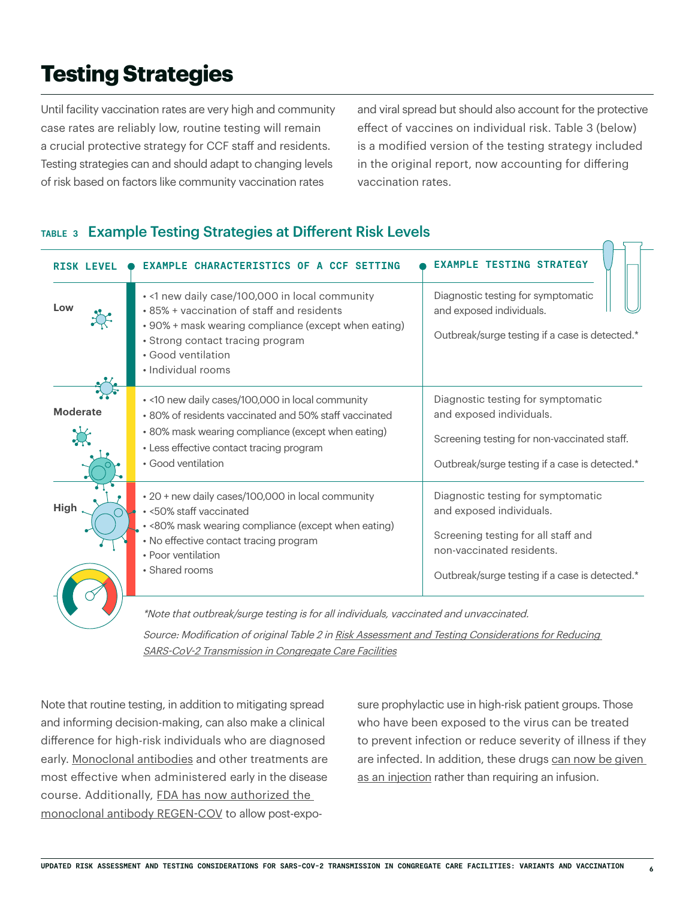# Testing Strategies

Until facility vaccination rates are very high and community case rates are reliably low, routine testing will remain a crucial protective strategy for CCF staff and residents. Testing strategies can and should adapt to changing levels of risk based on factors like community vaccination rates and viral spread but should also account for the protective effect of vaccines on individual risk. Table 3 (below) is a modified version of the testing strategy included in the original report, now accounting for differing vaccination rates.

**TABLE 3** Example Testing Strategies at Different Risk Levels

| RISK LEVEL | EXAMPLE CHARACTERISTICS OF A CCF SETTING | EXAMPLE TESTING STRATEGY |
|---|---|---|
| Low | • <1 new daily case/100,000 in local community<br>• 85% + vaccination of staff and residents<br>• 90% + mask wearing compliance (except when eating)<br>• Strong contact tracing program<br>• Good ventilation<br>• Individual rooms | Diagnostic testing for symptomatic and exposed individuals.<br><br>Outbreak/surge testing if a case is detected.* |
| Moderate | • <10 new daily cases/100,000 in local community<br>• 80% of residents vaccinated and 50% staff vaccinated<br>• 80% mask wearing compliance (except when eating)<br>• Less effective contact tracing program<br>• Good ventilation | Diagnostic testing for symptomatic and exposed individuals.<br><br>Screening testing for non-vaccinated staff.<br><br>Outbreak/surge testing if a case is detected.* |
| High | • 20 + new daily cases/100,000 in local community<br>• <50% staff vaccinated<br>• <80% mask wearing compliance (except when eating)<br>• No effective contact tracing program<br>• Poor ventilation<br>• Shared rooms | Diagnostic testing for symptomatic and exposed individuals.<br><br>Screening testing for all staff and non-vaccinated residents.<br><br>Outbreak/surge testing if a case is detected.* |

*\*Note that outbreak/surge testing is for all individuals, vaccinated and unvaccinated.*

*Source: Modification of original Table 2 in Risk Assessment and Testing Considerations for Reducing SARS-CoV-2 Transmission in Congregate Care Facilities*

Note that routine testing, in addition to mitigating spread and informing decision-making, can also make a clinical difference for high-risk individuals who are diagnosed early. Monoclonal antibodies and other treatments are most effective when administered early in the disease course. Additionally, FDA has now authorized the monoclonal antibody REGEN-COV to allow post-exposure prophylactic use in high-risk patient groups. Those who have been exposed to the virus can be treated to prevent infection or reduce severity of illness if they are infected. In addition, these drugs can now be given as an injection rather than requiring an infusion.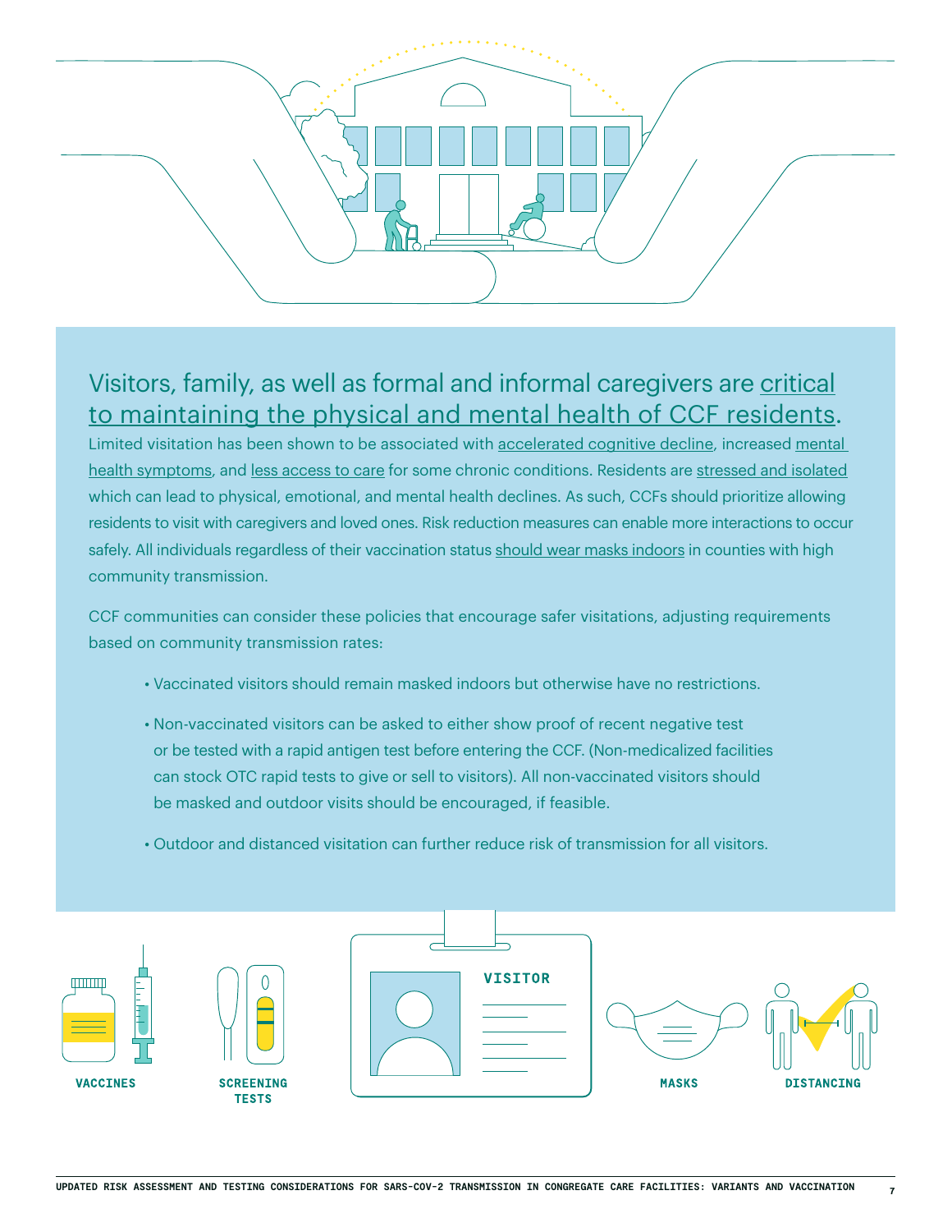## Visitors, family, as well as formal and informal caregivers are critical to maintaining the physical and mental health of CCF residents.

Limited visitation has been shown to be associated with accelerated cognitive decline, increased mental health symptoms, and less access to care for some chronic conditions. Residents are stressed and isolated which can lead to physical, emotional, and mental health declines. As such, CCFs should prioritize allowing residents to visit with caregivers and loved ones. Risk reduction measures can enable more interactions to occur safely. All individuals regardless of their vaccination status should wear masks indoors in counties with high community transmission.

CCF communities can consider these policies that encourage safer visitations, adjusting requirements based on community transmission rates:

- Vaccinated visitors should remain masked indoors but otherwise have no restrictions.
- Non-vaccinated visitors can be asked to either show proof of recent negative test or be tested with a rapid antigen test before entering the CCF. (Non-medicalized facilities can stock OTC rapid tests to give or sell to visitors). All non-vaccinated visitors should be masked and outdoor visits should be encouraged, if feasible.
- Outdoor and distanced visitation can further reduce risk of transmission for all visitors.

VACCINES

SCREENING TESTS

VISITOR

MASKS

DISTANCING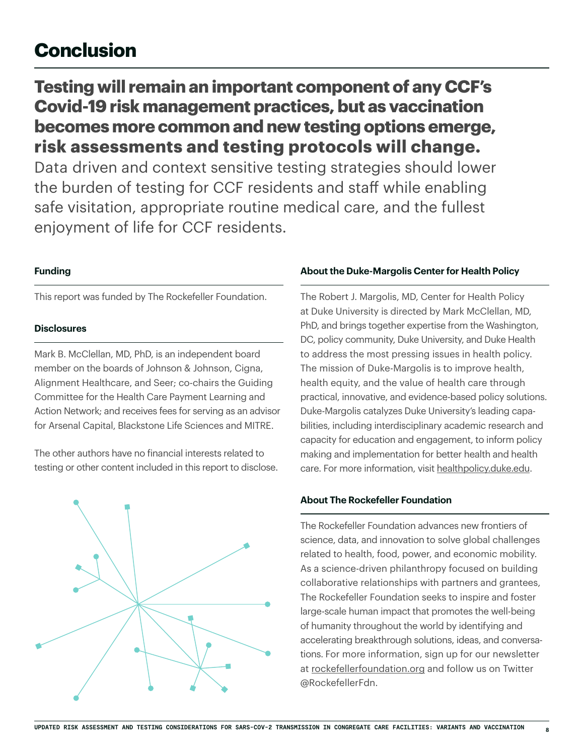# Conclusion

**Testing will remain an important component of any CCF's Covid-19 risk management practices, but as vaccination becomes more common and new testing options emerge, risk assessments and testing protocols will change.** Data driven and context sensitive testing strategies should lower the burden of testing for CCF residents and staff while enabling safe visitation, appropriate routine medical care, and the fullest enjoyment of life for CCF residents.

### Funding

This report was funded by The Rockefeller Foundation.

### Disclosures

Mark B. McClellan, MD, PhD, is an independent board member on the boards of Johnson & Johnson, Cigna, Alignment Healthcare, and Seer; co-chairs the Guiding Committee for the Health Care Payment Learning and Action Network; and receives fees for serving as an advisor for Arsenal Capital, Blackstone Life Sciences and MITRE.

The other authors have no financial interests related to testing or other content included in this report to disclose.

### About the Duke-Margolis Center for Health Policy

The Robert J. Margolis, MD, Center for Health Policy at Duke University is directed by Mark McClellan, MD, PhD, and brings together expertise from the Washington, DC, policy community, Duke University, and Duke Health to address the most pressing issues in health policy. The mission of Duke-Margolis is to improve health, health equity, and the value of health care through practical, innovative, and evidence-based policy solutions. Duke-Margolis catalyzes Duke University's leading capabilities, including interdisciplinary academic research and capacity for education and engagement, to inform policy making and implementation for better health and health care. For more information, visit healthpolicy.duke.edu.

### About The Rockefeller Foundation

The Rockefeller Foundation advances new frontiers of science, data, and innovation to solve global challenges related to health, food, power, and economic mobility. As a science-driven philanthropy focused on building collaborative relationships with partners and grantees, The Rockefeller Foundation seeks to inspire and foster large-scale human impact that promotes the well-being of humanity throughout the world by identifying and accelerating breakthrough solutions, ideas, and conversations. For more information, sign up for our newsletter at rockefellerfoundation.org and follow us on Twitter @RockefellerFdn.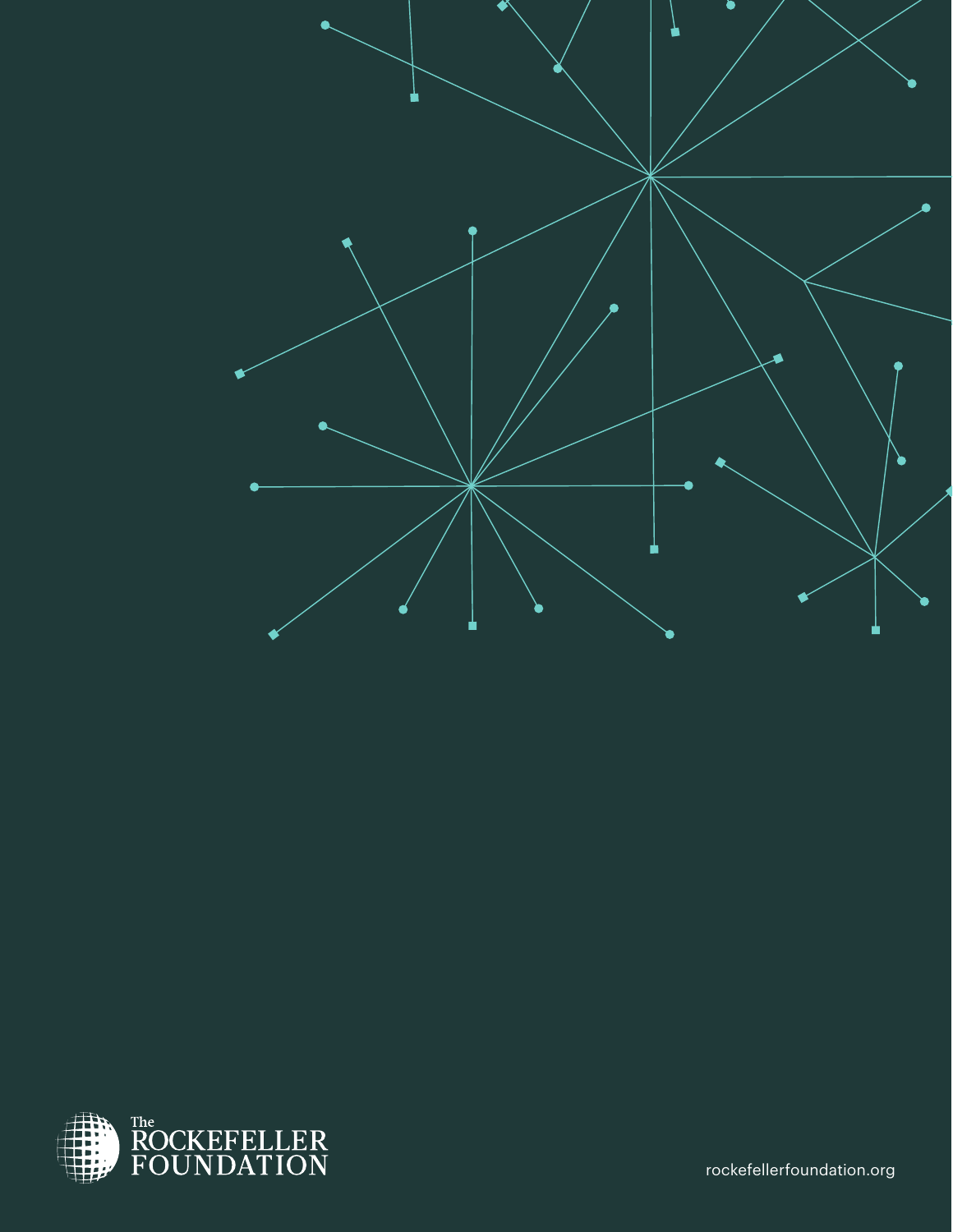The ROCKEFELLER FOUNDATION

rockefellerfoundation.org